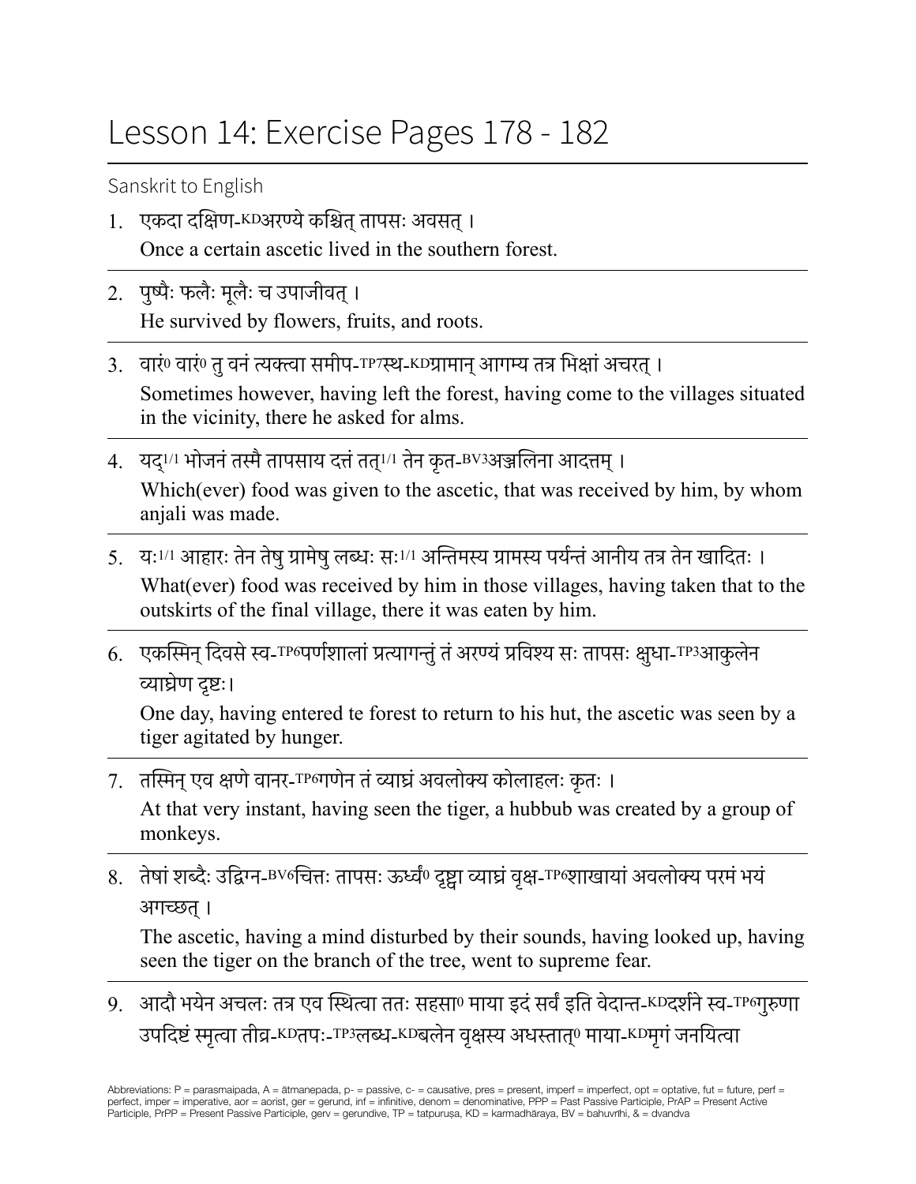# Lesson 14: Exercise Pages 178 - 182

Sanskrit to English

1. एकदा दक्षिण-KDअरण्ये कश्चित् तापसः अवसत् ।
   Once a certain ascetic lived in the southern forest.

2. पुष्पैः फलैः मूलैः च उपाजीवत् ।
   He survived by flowers, fruits, and roots.

3. वारं0 वारं0 तु वनं त्यक्त्वा समीप-TP7स्थ-KDग्रामान् आगम्य तत्र भिक्षां अचरत् ।
   Sometimes however, having left the forest, having come to the villages situated in the vicinity, there he asked for alms.

4. यद्1/1 भोजनं तस्मै तापसाय दत्तं तत्1/1 तेन कृत-BV3अञ्जलिना आदत्तम् ।
   Which(ever) food was given to the ascetic, that was received by him, by whom anjali was made.

5. यः1/1 आहारः तेन तेषु ग्रामेषु लब्धः सः1/1 अन्तिमस्य ग्रामस्य पर्यन्तं आनीय तत्र तेन खादितः ।
   What(ever) food was received by him in those villages, having taken that to the outskirts of the final village, there it was eaten by him.

6. एकस्मिन् दिवसे स्व-TP6पर्णशालां प्रत्यागन्तुं तं अरण्यं प्रविश्य सः तापसः क्षुधा-TP3आकुलेन व्याघ्रेण दृष्टः।
   One day, having entered te forest to return to his hut, the ascetic was seen by a tiger agitated by hunger.

7. तस्मिन् एव क्षणे वानर-TP6गणेन तं व्याघ्रं अवलोक्य कोलाहलः कृतः ।
   At that very instant, having seen the tiger, a hubbub was created by a group of monkeys.

8. तेषां शब्दैः उद्विग्न-BV6चित्तः तापसः ऊर्ध्वं0 दृष्ट्वा व्याघ्रं वृक्ष-TP6शाखायां अवलोक्य परमं भयं अगच्छत् ।
   The ascetic, having a mind disturbed by their sounds, having looked up, having seen the tiger on the branch of the tree, went to supreme fear.

9. आदौ भयेन अचलः तत्र एव स्थित्वा ततः सहसा0 माया इदं सर्वं इति वेदान्त-KDदर्शने स्व-TP6गुरुणा उपदिष्टं स्मृत्वा तीव्र-KDतपः-TP3लब्ध-KDबलेन वृक्षस्य अधस्तात्0 माया-KDमृगं जनयित्वा

Abbreviations: P = parasmaipada, A = ātmanepada, p- = passive, c- = causative, pres = present, imperf = imperfect, opt = optative, fut = future, perf = perfect, imper = imperative, aor = aorist, ger = gerund, inf = infinitive, denom = denominative, PPP = Past Passive Participle, PrAP = Present Active Participle, PrPP = Present Passive Participle, gerv = gerundive, TP = tatpuruṣa, KD = karmadhāraya, BV = bahuvrīhi, & = dvandva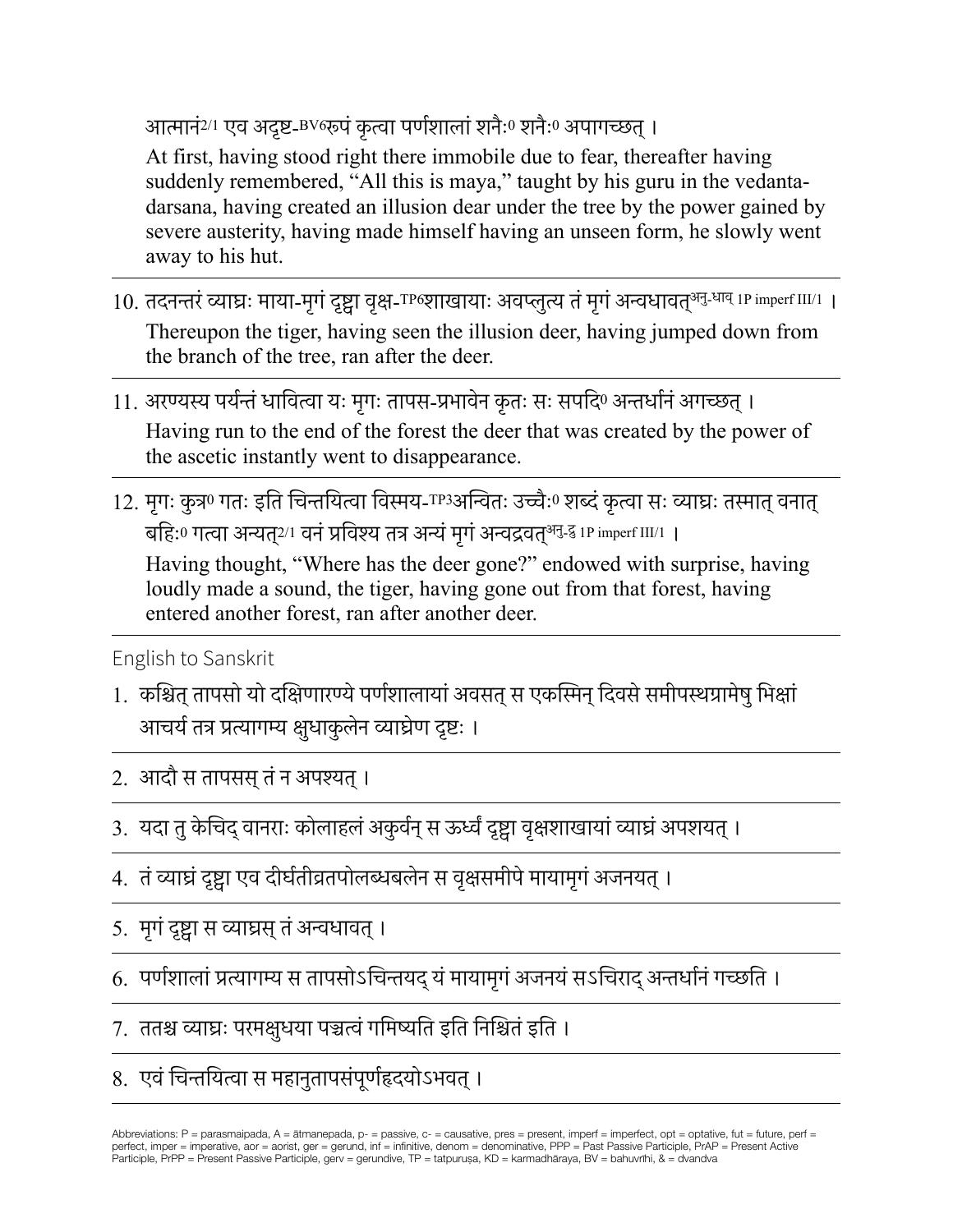आत्मानं[2/1] एव अदृष्ट-[BV6]रूपं कृत्वा पर्णशालां शनैः[0] शनैः[0] अपागच्छत् ।

At first, having stood right there immobile due to fear, thereafter having suddenly remembered, “All this is maya,” taught by his guru in the vedanta-darsana, having created an illusion dear under the tree by the power gained by severe austerity, having made himself having an unseen form, he slowly went away to his hut.

10. तदनन्तरं व्याघ्रः माया-मृगं दृष्ट्वा वृक्ष-[TP6]शाखायाः अवप्लुत्य तं मृगं अन्वधावत्[अनु-धाव् 1P imperf III/1] ।

Thereupon the tiger, having seen the illusion deer, having jumped down from the branch of the tree, ran after the deer.

11. अरण्यस्य पर्यन्तं धावित्वा यः मृगः तापस-प्रभावेन कृतः सः सपदि[0] अन्तर्धानं अगच्छत् ।

Having run to the end of the forest the deer that was created by the power of the ascetic instantly went to disappearance.

12. मृगः कुत्र[0] गतः इति चिन्तयित्वा विस्मय-[TP3]अन्वितः उच्चैः[0] शब्दं कृत्वा सः व्याघ्रः तस्मात् वनात् बहिः[0] गत्वा अन्यत्[2/1] वनं प्रविश्य तत्र अन्यं मृगं अन्वद्रवत्[अनु-द्रु 1P imperf III/1] ।

Having thought, “Where has the deer gone?” endowed with surprise, having loudly made a sound, the tiger, having gone out from that forest, having entered another forest, ran after another deer.

English to Sanskrit

1. कश्चित् तापसो यो दक्षिणारण्ये पर्णशालायां अवसत् स एकस्मिन् दिवसे समीपस्थग्रामेषु भिक्षां आचर्य तत्र प्रत्यागम्य क्षुधाकुलेन व्याघ्रेण दृष्टः ।

2. आदौ स तापसस् तं न अपश्यत् ।

3. यदा तु केचिद् वानराः कोलाहलं अकुर्वन् स ऊर्ध्वं दृष्ट्वा वृक्षशाखायां व्याघ्रं अपशयत् ।

4. तं व्याघ्रं दृष्ट्वा एव दीर्घतीव्रतपोलब्धबलेन स वृक्षसमीपे मायामृगं अजनयत् ।

5. मृगं दृष्ट्वा स व्याघ्रस् तं अन्वधावत् ।

6. पर्णशालां प्रत्यागम्य स तापसोऽचिन्तयद् यं मायामृगं अजनयं सऽचिराद् अन्तर्धानं गच्छति ।

7. ततश्च व्याघ्रः परमक्षुधया पञ्चत्वं गमिष्यति इति निश्चितं इति ।

8. एवं चिन्तयित्वा स महानुतापसंपूर्णहृदयोऽभवत् ।

Abbreviations: P = parasmaipada, A = ātmanepada, p- = passive, c- = causative, pres = present, imperf = imperfect, opt = optative, fut = future, perf = perfect, imper = imperative, aor = aorist, ger = gerund, inf = infinitive, denom = denominative, PPP = Past Passive Participle, PrAP = Present Active Participle, PrPP = Present Passive Participle, gerv = gerundive, TP = tatpuruṣa, KD = karmadhāraya, BV = bahuvrīhi, & = dvandva